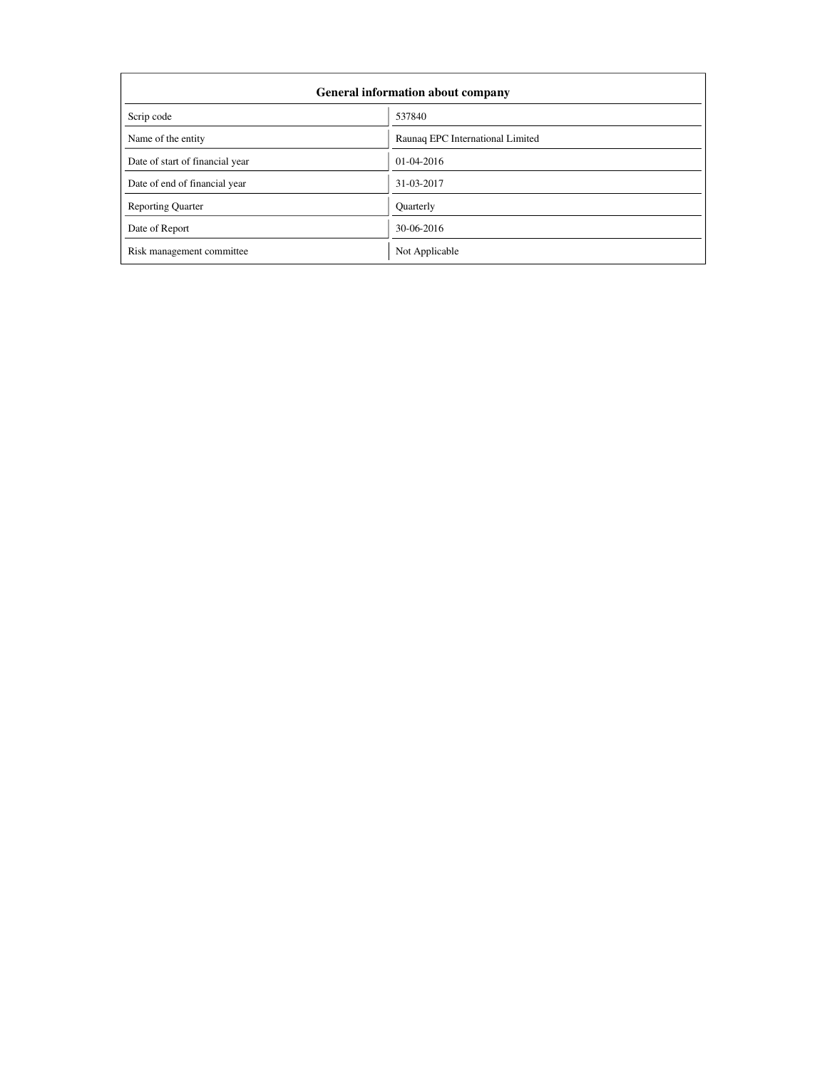| General information about company | |
|---|---|
| Scrip code | 537840 |
| Name of the entity | Raunaq EPC International Limited |
| Date of start of financial year | 01-04-2016 |
| Date of end of financial year | 31-03-2017 |
| Reporting Quarter | Quarterly |
| Date of Report | 30-06-2016 |
| Risk management committee | Not Applicable |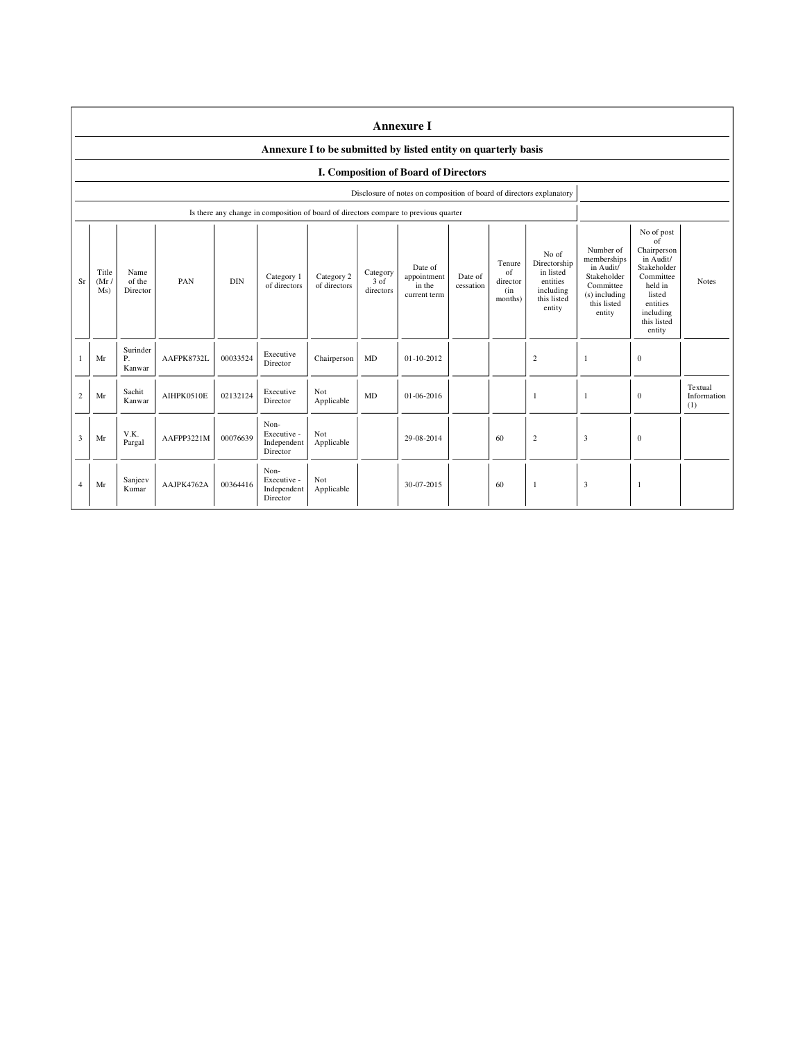# Annexure I

## Annexure I to be submitted by listed entity on quarterly basis

### I. Composition of Board of Directors

| Disclosure of notes on composition of board of directors explanatory | |
|---|---|
| Is there any change in composition of board of directors compare to previous quarter | |

| Sr | Title (Mr / Ms) | Name of the Director | PAN | DIN | Category 1 of directors | Category 2 of directors | Category 3 of directors | Date of appointment in the current term | Date of cessation | Tenure of director (in months) | No of Directorship in listed entities including this listed entity | Number of memberships in Audit/ Stakeholder Committee (s) including this listed entity | No of post of Chairperson in Audit/ Stakeholder Committee held in listed entities including this listed entity | Notes |
|---|---|---|---|---|---|---|---|---|---|---|---|---|---|---|
| 1 | Mr | Surinder P. Kanwar | AAFPK8732L | 00033524 | Executive Director | Chairperson | MD | 01-10-2012 | | | 2 | 1 | 0 | |
| 2 | Mr | Sachit Kanwar | AIHPK0510E | 02132124 | Executive Director | Not Applicable | MD | 01-06-2016 | | | 1 | 1 | 0 | Textual Information (1) |
| 3 | Mr | V.K. Pargal | AAFPP3221M | 00076639 | Non-Executive - Independent Director | Not Applicable | | 29-08-2014 | | 60 | 2 | 3 | 0 | |
| 4 | Mr | Sanjeev Kumar | AAJPK4762A | 00364416 | Non-Executive - Independent Director | Not Applicable | | 30-07-2015 | | 60 | 1 | 3 | 1 | |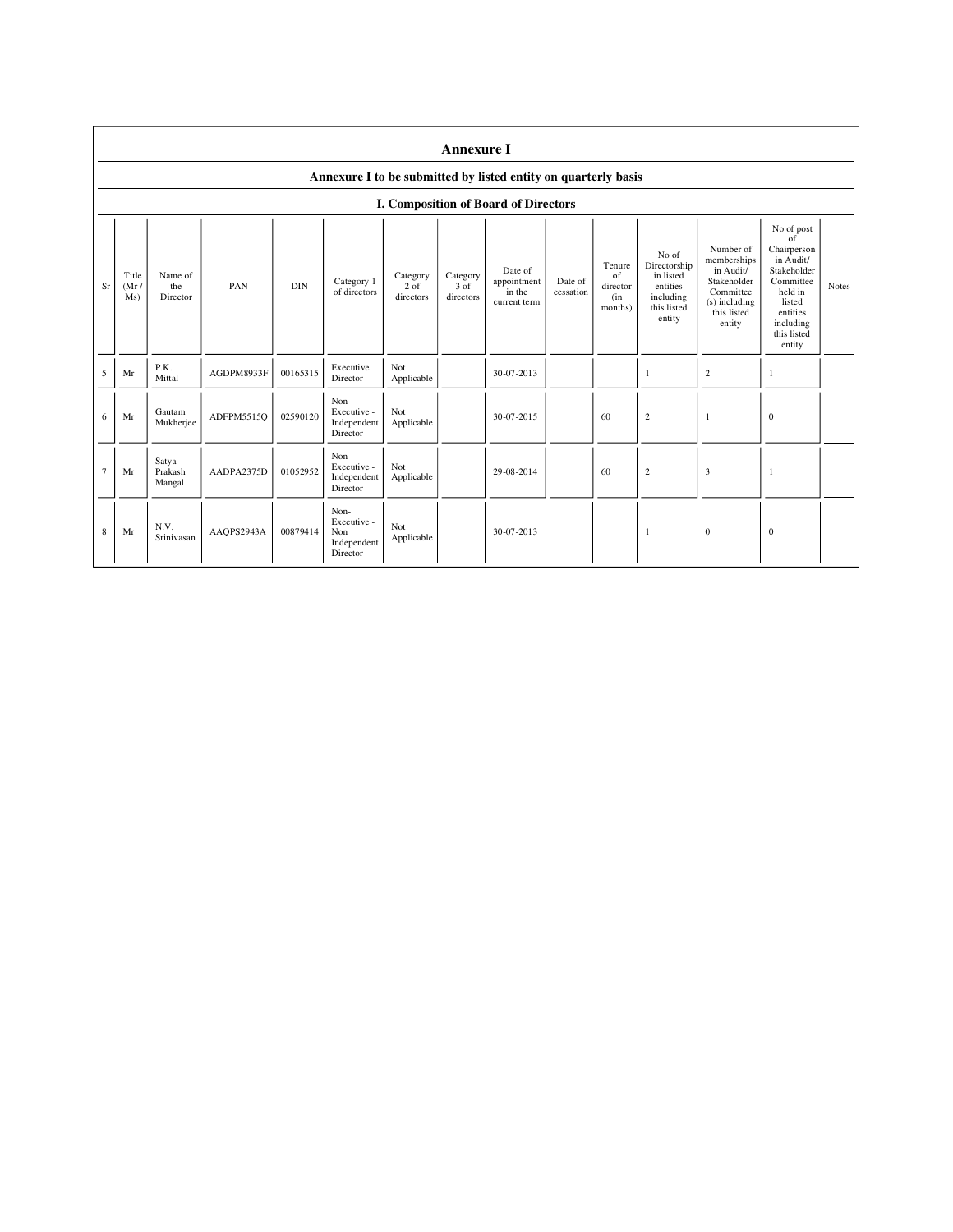# Annexure I

## Annexure I to be submitted by listed entity on quarterly basis

### I. Composition of Board of Directors

| Sr | Title (Mr / Ms) | Name of the Director | PAN | DIN | Category 1 of directors | Category 2 of directors | Category 3 of directors | Date of appointment in the current term | Date of cessation | Tenure of director (in months) | No of Directorship in listed entities including this listed entity | Number of memberships in Audit/ Stakeholder Committee (s) including this listed entity | No of post of Chairperson in Audit/ Stakeholder Committee held in listed entities including this listed entity | Notes |
|---|---|---|---|---|---|---|---|---|---|---|---|---|---|---|
| 5 | Mr | P.K. Mittal | AGDPM8933F | 00165315 | Executive Director | Not Applicable | | 30-07-2013 | | | 1 | 2 | 1 | |
| 6 | Mr | Gautam Mukherjee | ADFPM5515Q | 02590120 | Non-Executive - Independent Director | Not Applicable | | 30-07-2015 | | 60 | 2 | 1 | 0 | |
| 7 | Mr | Satya Prakash Mangal | AADPA2375D | 01052952 | Non-Executive - Independent Director | Not Applicable | | 29-08-2014 | | 60 | 2 | 3 | 1 | |
| 8 | Mr | N.V. Srinivasan | AAQPS2943A | 00879414 | Non-Executive - Non Independent Director | Not Applicable | | 30-07-2013 | | | 1 | 0 | 0 | |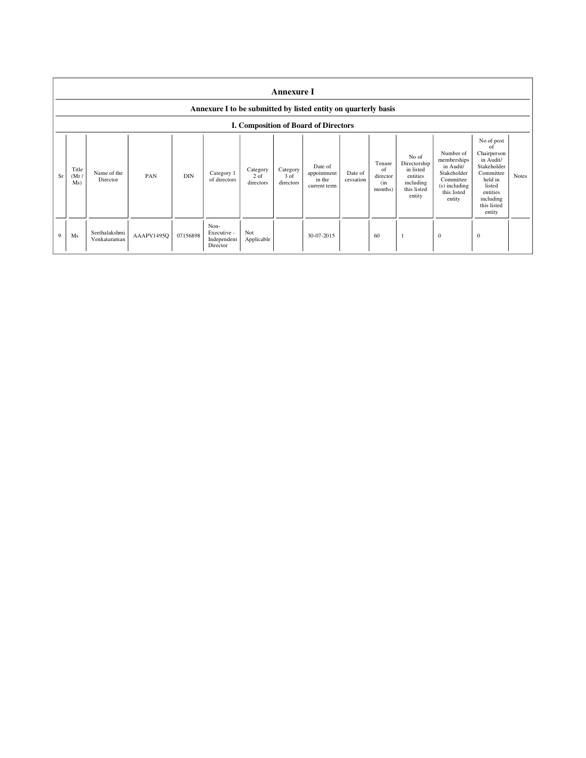# Annexure I

## Annexure I to be submitted by listed entity on quarterly basis

### I. Composition of Board of Directors

| Sr | Title (Mr / Ms) | Name of the Director | PAN | DIN | Category 1 of directors | Category 2 of directors | Category 3 of directors | Date of appointment in the current term | Date of cessation | Tenure of director (in months) | No of Directorship in listed entities including this listed entity | Number of memberships in Audit/ Stakeholder Committee (s) including this listed entity | No of post of Chairperson in Audit/ Stakeholder Committee held in listed entities including this listed entity | Notes |
|---|---|---|---|---|---|---|---|---|---|---|---|---|---|---|
| 9 | Ms | Seethalakshmi Venkataraman | AAAPV1495Q | 07156898 | Non-Executive - Independent Director | Not Applicable | | 30-07-2015 | | 60 | 1 | 0 | 0 | |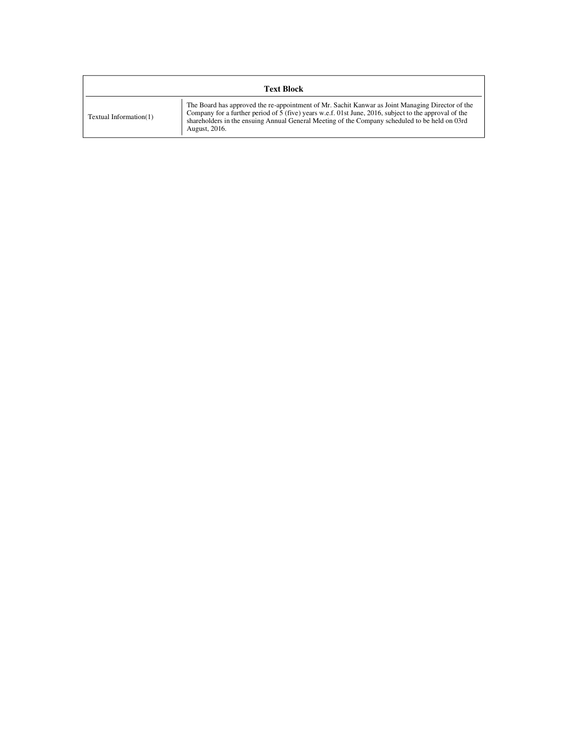| Text Block | |
|---|---|
| Textual Information(1) | The Board has approved the re-appointment of Mr. Sachit Kanwar as Joint Managing Director of the Company for a further period of 5 (five) years w.e.f. 01st June, 2016, subject to the approval of the shareholders in the ensuing Annual General Meeting of the Company scheduled to be held on 03rd August, 2016. |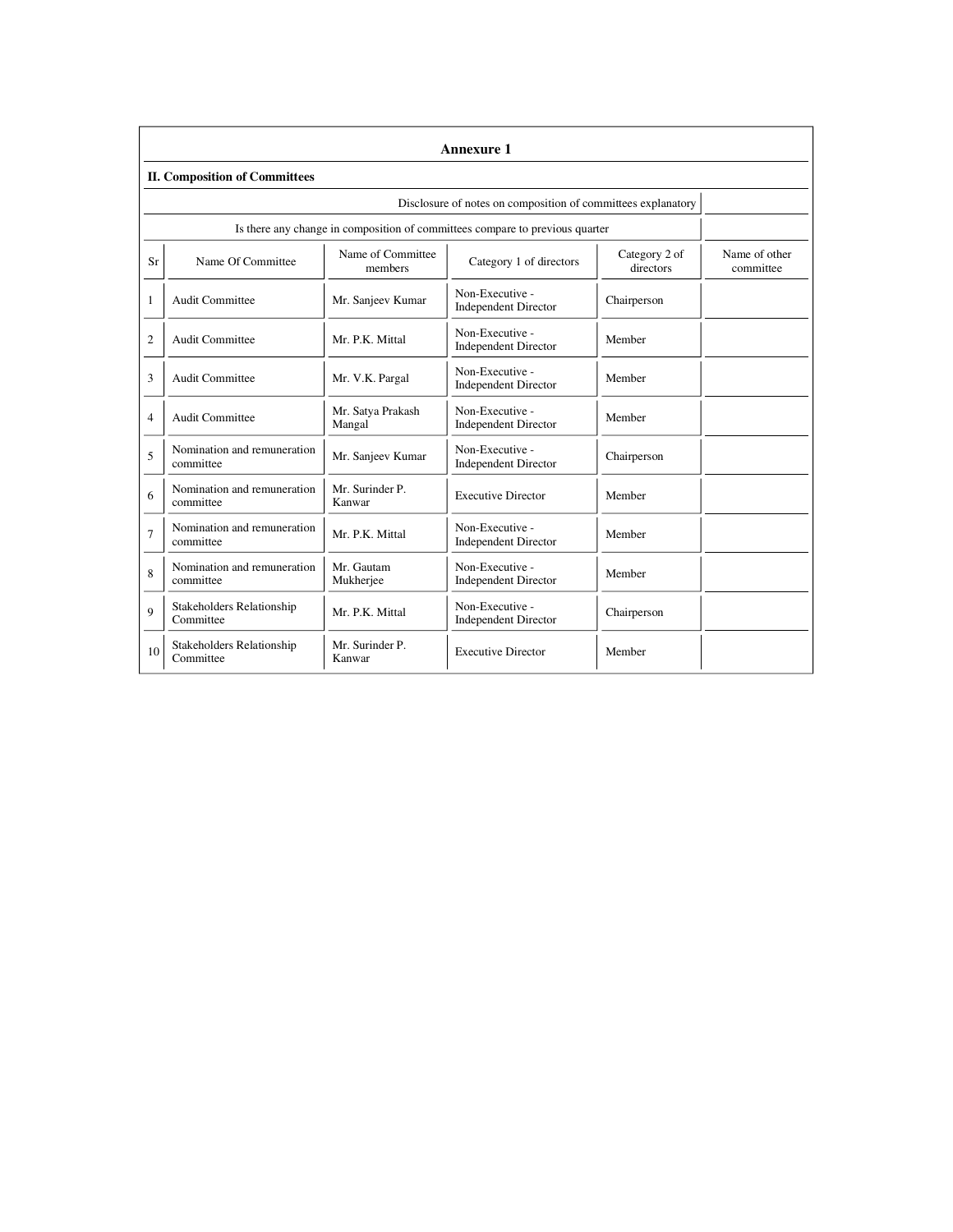## Annexure 1

### II. Composition of Committees

| Disclosure of notes on composition of committees explanatory | |
|---|---|
| Is there any change in composition of committees compare to previous quarter | |

| Sr | Name Of Committee | Name of Committee members | Category 1 of directors | Category 2 of directors | Name of other committee |
|---|---|---|---|---|---|
| 1 | Audit Committee | Mr. Sanjeev Kumar | Non-Executive - Independent Director | Chairperson | |
| 2 | Audit Committee | Mr. P.K. Mittal | Non-Executive - Independent Director | Member | |
| 3 | Audit Committee | Mr. V.K. Pargal | Non-Executive - Independent Director | Member | |
| 4 | Audit Committee | Mr. Satya Prakash Mangal | Non-Executive - Independent Director | Member | |
| 5 | Nomination and remuneration committee | Mr. Sanjeev Kumar | Non-Executive - Independent Director | Chairperson | |
| 6 | Nomination and remuneration committee | Mr. Surinder P. Kanwar | Executive Director | Member | |
| 7 | Nomination and remuneration committee | Mr. P.K. Mittal | Non-Executive - Independent Director | Member | |
| 8 | Nomination and remuneration committee | Mr. Gautam Mukherjee | Non-Executive - Independent Director | Member | |
| 9 | Stakeholders Relationship Committee | Mr. P.K. Mittal | Non-Executive - Independent Director | Chairperson | |
| 10 | Stakeholders Relationship Committee | Mr. Surinder P. Kanwar | Executive Director | Member | |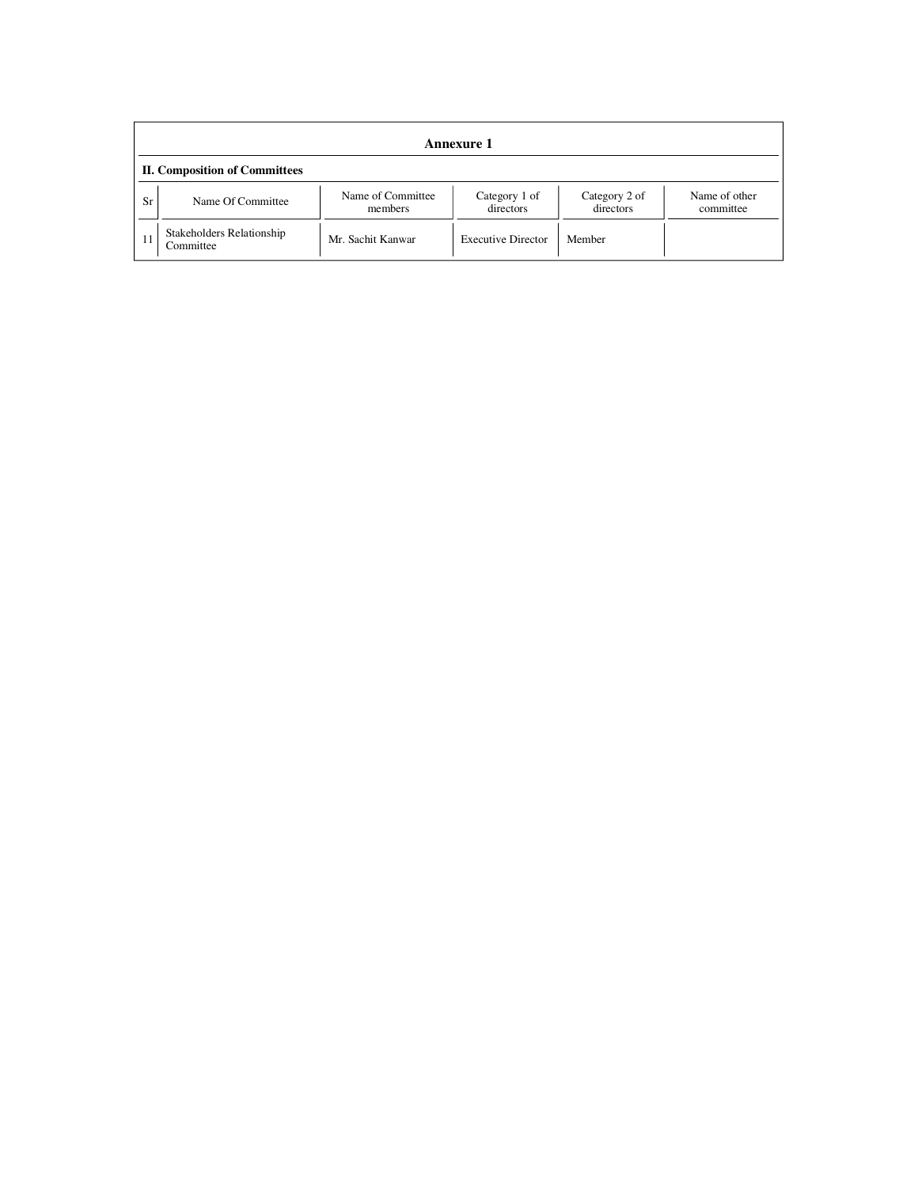## Annexure 1

**II. Composition of Committees**

| Sr | Name Of Committee | Name of Committee members | Category 1 of directors | Category 2 of directors | Name of other committee |
|---|---|---|---|---|---|
| 11 | Stakeholders Relationship Committee | Mr. Sachit Kanwar | Executive Director | Member | |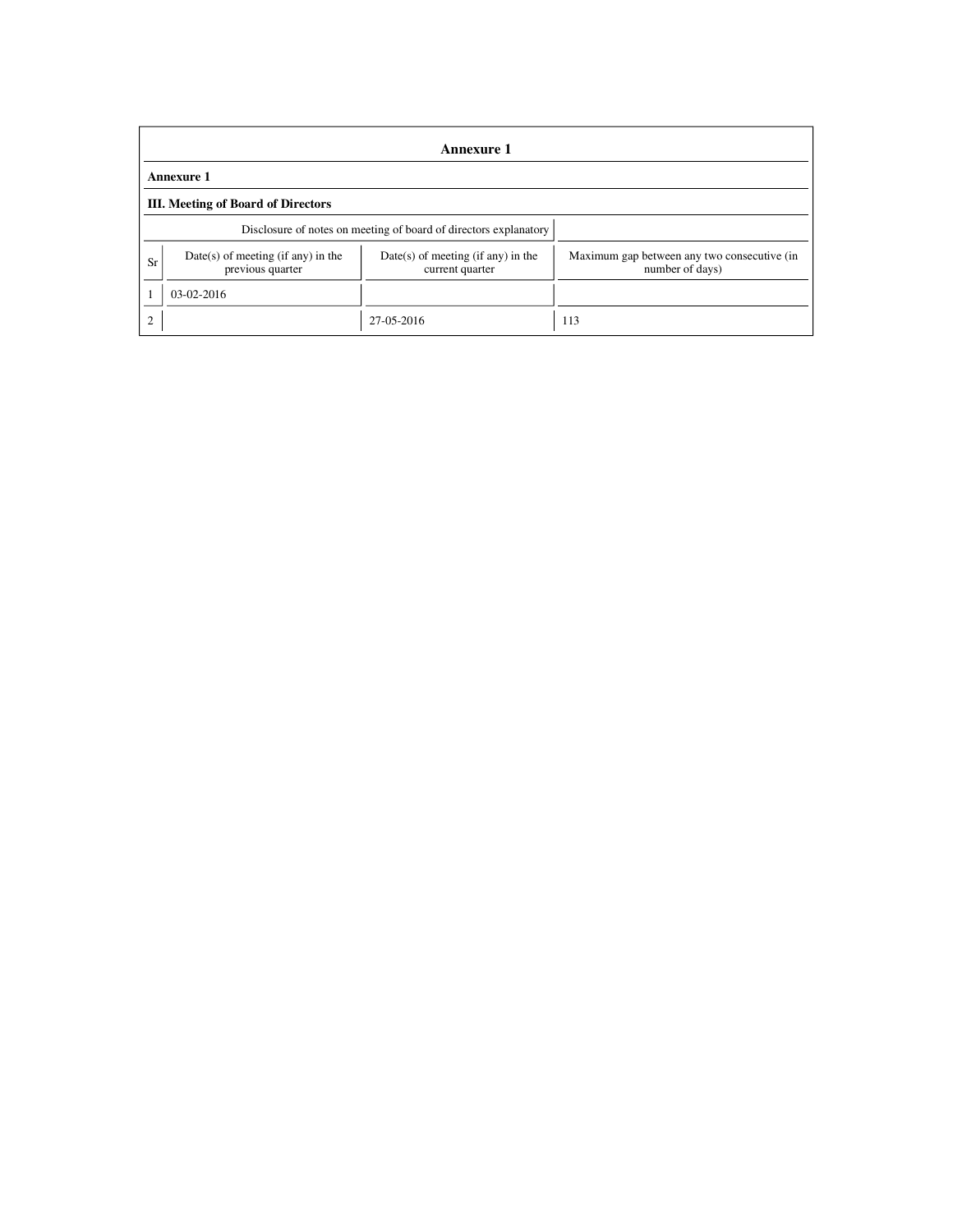## Annexure 1

**Annexure 1**

**III. Meeting of Board of Directors**

| Disclosure of notes on meeting of board of directors explanatory | | | |
|---|---|---|---|
| Sr | Date(s) of meeting (if any) in the previous quarter | Date(s) of meeting (if any) in the current quarter | Maximum gap between any two consecutive (in number of days) |
| 1 | 03-02-2016 | | |
| 2 | | 27-05-2016 | 113 |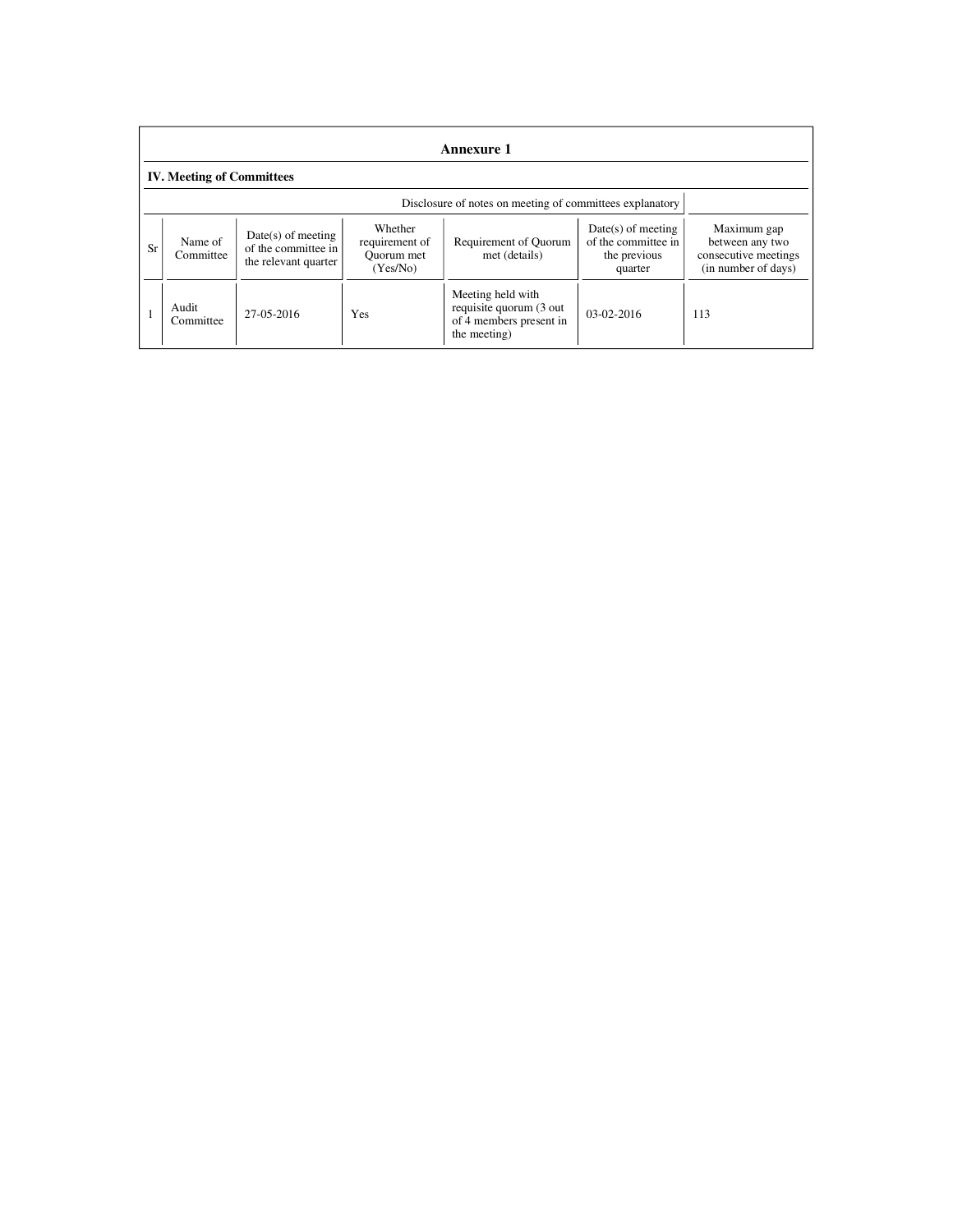## Annexure 1

### IV. Meeting of Committees

| Disclosure of notes on meeting of committees explanatory | | | | | | |
|---|---|---|---|---|---|---|
| Sr | Name of Committee | Date(s) of meeting of the committee in the relevant quarter | Whether requirement of Quorum met (Yes/No) | Requirement of Quorum met (details) | Date(s) of meeting of the committee in the previous quarter | Maximum gap between any two consecutive meetings (in number of days) |
| 1 | Audit Committee | 27-05-2016 | Yes | Meeting held with requisite quorum (3 out of 4 members present in the meeting) | 03-02-2016 | 113 |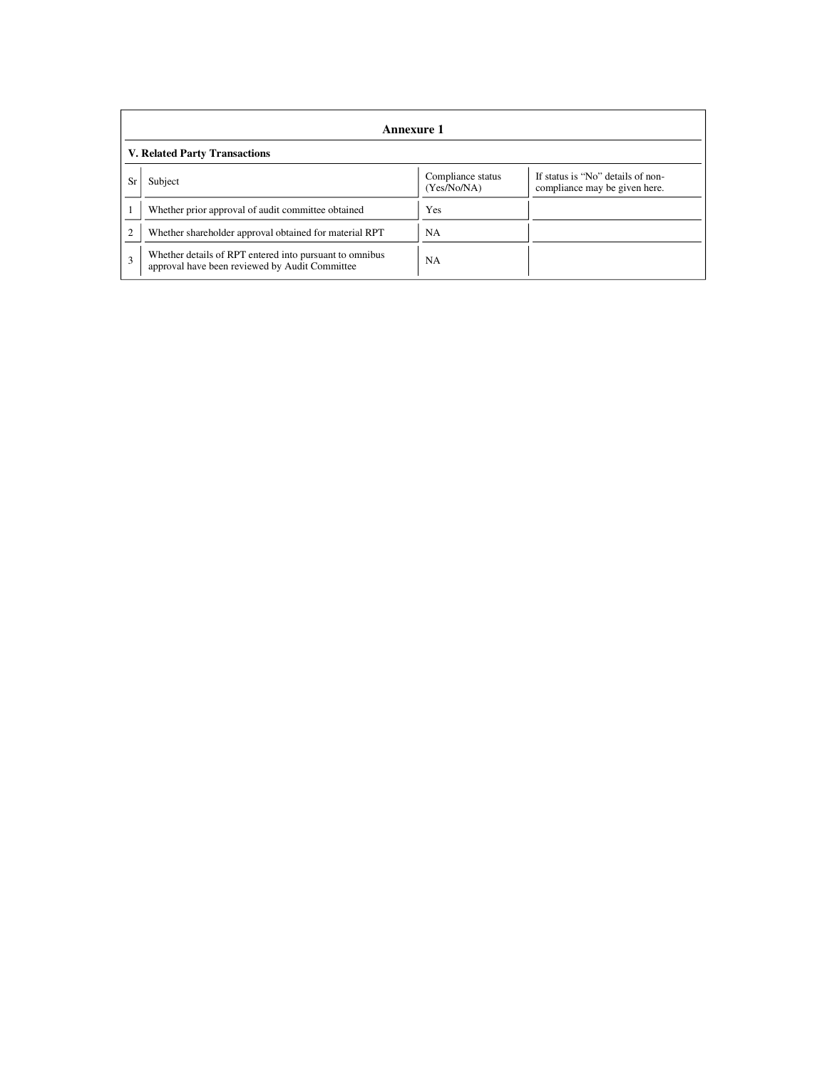## Annexure 1

**V. Related Party Transactions**

| Sr | Subject | Compliance status (Yes/No/NA) | If status is "No" details of non-compliance may be given here. |
|---|---|---|---|
| 1 | Whether prior approval of audit committee obtained | Yes | |
| 2 | Whether shareholder approval obtained for material RPT | NA | |
| 3 | Whether details of RPT entered into pursuant to omnibus approval have been reviewed by Audit Committee | NA | |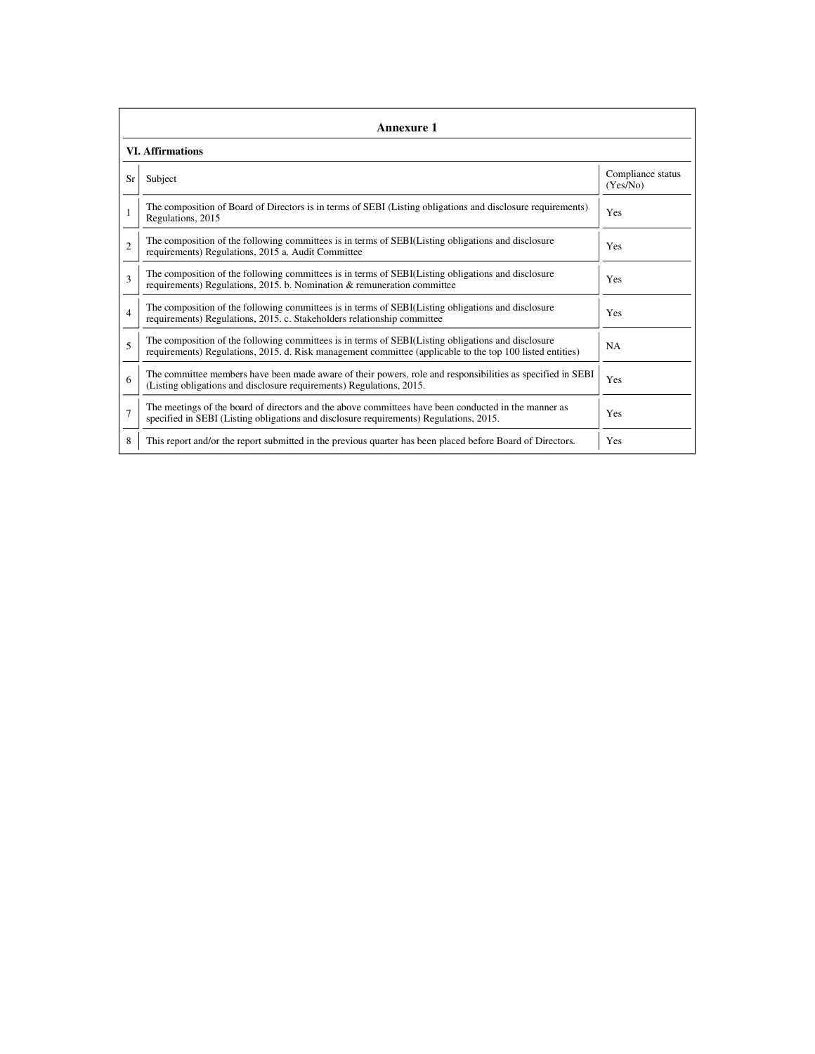## Annexure 1

### VI. Affirmations

| Sr | Subject | Compliance status (Yes/No) |
|---|---|---|
| 1 | The composition of Board of Directors is in terms of SEBI (Listing obligations and disclosure requirements) Regulations, 2015 | Yes |
| 2 | The composition of the following committees is in terms of SEBI(Listing obligations and disclosure requirements) Regulations, 2015 a. Audit Committee | Yes |
| 3 | The composition of the following committees is in terms of SEBI(Listing obligations and disclosure requirements) Regulations, 2015. b. Nomination & remuneration committee | Yes |
| 4 | The composition of the following committees is in terms of SEBI(Listing obligations and disclosure requirements) Regulations, 2015. c. Stakeholders relationship committee | Yes |
| 5 | The composition of the following committees is in terms of SEBI(Listing obligations and disclosure requirements) Regulations, 2015. d. Risk management committee (applicable to the top 100 listed entities) | NA |
| 6 | The committee members have been made aware of their powers, role and responsibilities as specified in SEBI (Listing obligations and disclosure requirements) Regulations, 2015. | Yes |
| 7 | The meetings of the board of directors and the above committees have been conducted in the manner as specified in SEBI (Listing obligations and disclosure requirements) Regulations, 2015. | Yes |
| 8 | This report and/or the report submitted in the previous quarter has been placed before Board of Directors. | Yes |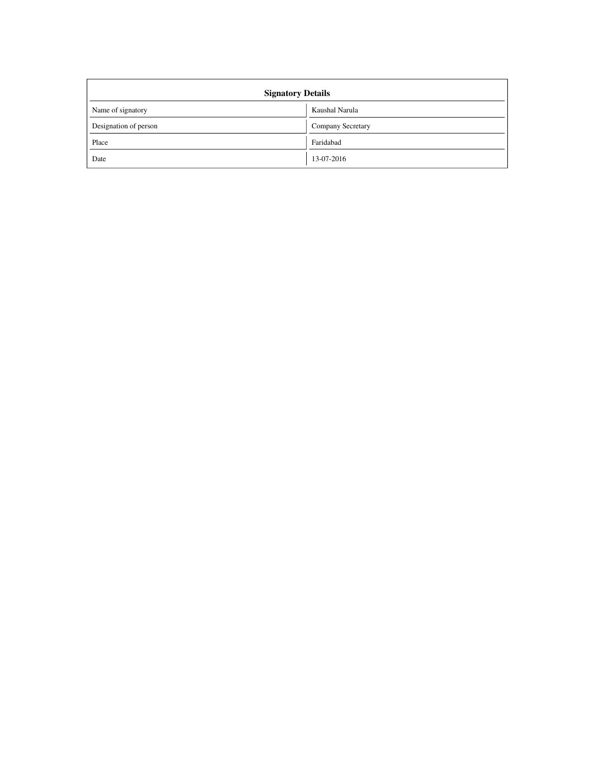| Signatory Details | |
|---|---|
| Name of signatory | Kaushal Narula |
| Designation of person | Company Secretary |
| Place | Faridabad |
| Date | 13-07-2016 |